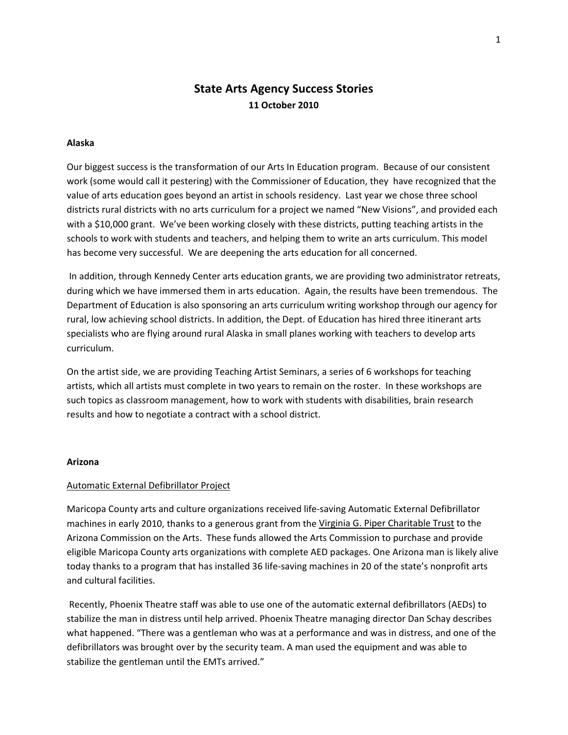# State Arts Agency Success Stories

**11 October 2010**

**Alaska**

Our biggest success is the transformation of our Arts In Education program. Because of our consistent work (some would call it pestering) with the Commissioner of Education, they have recognized that the value of arts education goes beyond an artist in schools residency. Last year we chose three school districts rural districts with no arts curriculum for a project we named "New Visions", and provided each with a $10,000 grant. We've been working closely with these districts, putting teaching artists in the schools to work with students and teachers, and helping them to write an arts curriculum. This model has become very successful. We are deepening the arts education for all concerned.

In addition, through Kennedy Center arts education grants, we are providing two administrator retreats, during which we have immersed them in arts education. Again, the results have been tremendous. The Department of Education is also sponsoring an arts curriculum writing workshop through our agency for rural, low achieving school districts. In addition, the Dept. of Education has hired three itinerant arts specialists who are flying around rural Alaska in small planes working with teachers to develop arts curriculum.

On the artist side, we are providing Teaching Artist Seminars, a series of 6 workshops for teaching artists, which all artists must complete in two years to remain on the roster. In these workshops are such topics as classroom management, how to work with students with disabilities, brain research results and how to negotiate a contract with a school district.

**Arizona**

Automatic External Defibrillator Project

Maricopa County arts and culture organizations received life-saving Automatic External Defibrillator machines in early 2010, thanks to a generous grant from the Virginia G. Piper Charitable Trust to the Arizona Commission on the Arts. These funds allowed the Arts Commission to purchase and provide eligible Maricopa County arts organizations with complete AED packages. One Arizona man is likely alive today thanks to a program that has installed 36 life-saving machines in 20 of the state's nonprofit arts and cultural facilities.

Recently, Phoenix Theatre staff was able to use one of the automatic external defibrillators (AEDs) to stabilize the man in distress until help arrived. Phoenix Theatre managing director Dan Schay describes what happened. "There was a gentleman who was at a performance and was in distress, and one of the defibrillators was brought over by the security team. A man used the equipment and was able to stabilize the gentleman until the EMTs arrived."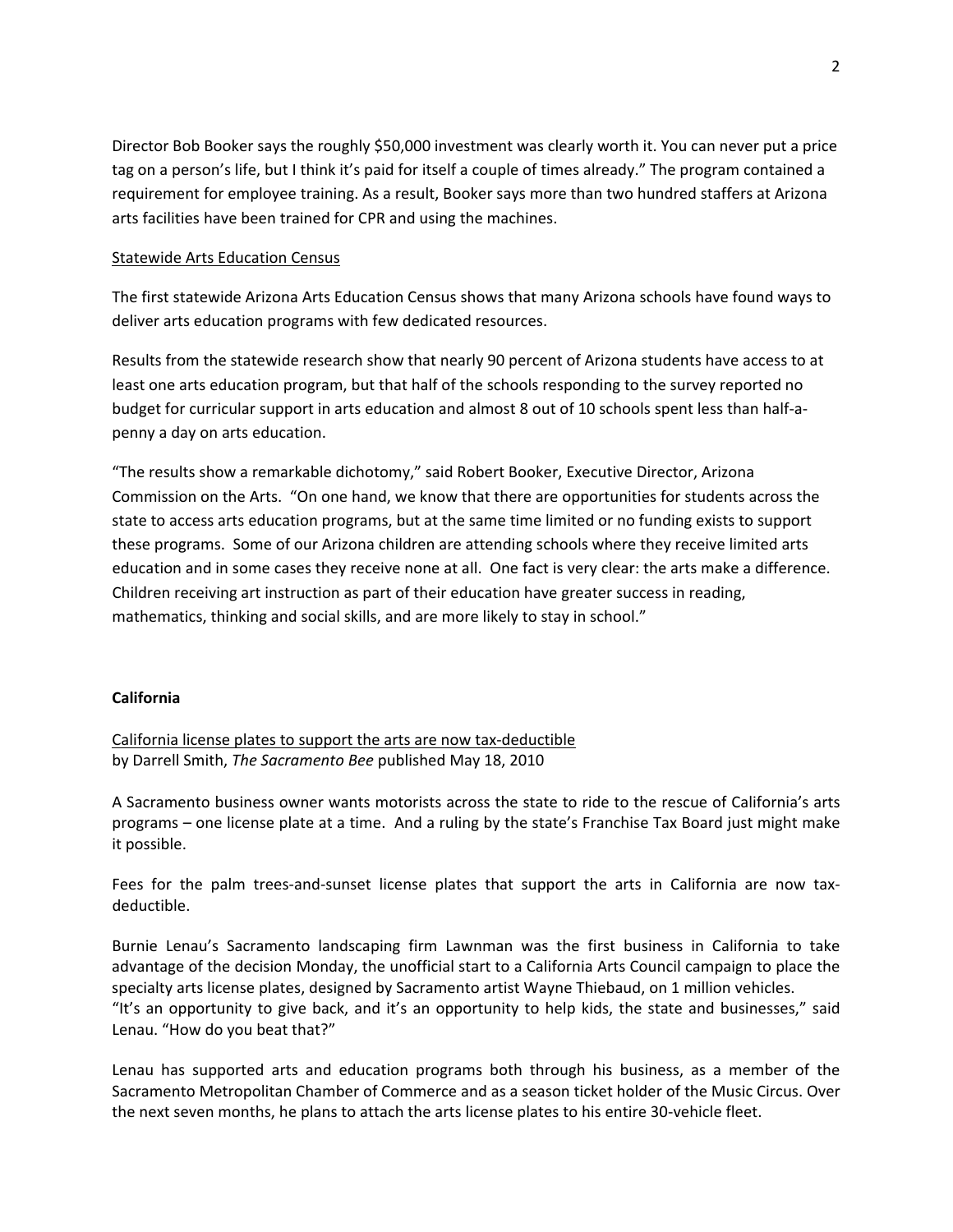Director Bob Booker says the roughly $50,000 investment was clearly worth it. You can never put a price tag on a person's life, but I think it's paid for itself a couple of times already." The program contained a requirement for employee training. As a result, Booker says more than two hundred staffers at Arizona arts facilities have been trained for CPR and using the machines.

<u>Statewide Arts Education Census</u>

The first statewide Arizona Arts Education Census shows that many Arizona schools have found ways to deliver arts education programs with few dedicated resources.

Results from the statewide research show that nearly 90 percent of Arizona students have access to at least one arts education program, but that half of the schools responding to the survey reported no budget for curricular support in arts education and almost 8 out of 10 schools spent less than half-a-penny a day on arts education.

"The results show a remarkable dichotomy," said Robert Booker, Executive Director, Arizona Commission on the Arts. "On one hand, we know that there are opportunities for students across the state to access arts education programs, but at the same time limited or no funding exists to support these programs. Some of our Arizona children are attending schools where they receive limited arts education and in some cases they receive none at all. One fact is very clear: the arts make a difference. Children receiving art instruction as part of their education have greater success in reading, mathematics, thinking and social skills, and are more likely to stay in school."

**California**

<u>California license plates to support the arts are now tax-deductible</u>
by Darrell Smith, *The Sacramento Bee* published May 18, 2010

A Sacramento business owner wants motorists across the state to ride to the rescue of California's arts programs – one license plate at a time. And a ruling by the state's Franchise Tax Board just might make it possible.

Fees for the palm trees-and-sunset license plates that support the arts in California are now tax-deductible.

Burnie Lenau's Sacramento landscaping firm Lawnman was the first business in California to take advantage of the decision Monday, the unofficial start to a California Arts Council campaign to place the specialty arts license plates, designed by Sacramento artist Wayne Thiebaud, on 1 million vehicles.
"It's an opportunity to give back, and it's an opportunity to help kids, the state and businesses," said Lenau. "How do you beat that?"

Lenau has supported arts and education programs both through his business, as a member of the Sacramento Metropolitan Chamber of Commerce and as a season ticket holder of the Music Circus. Over the next seven months, he plans to attach the arts license plates to his entire 30-vehicle fleet.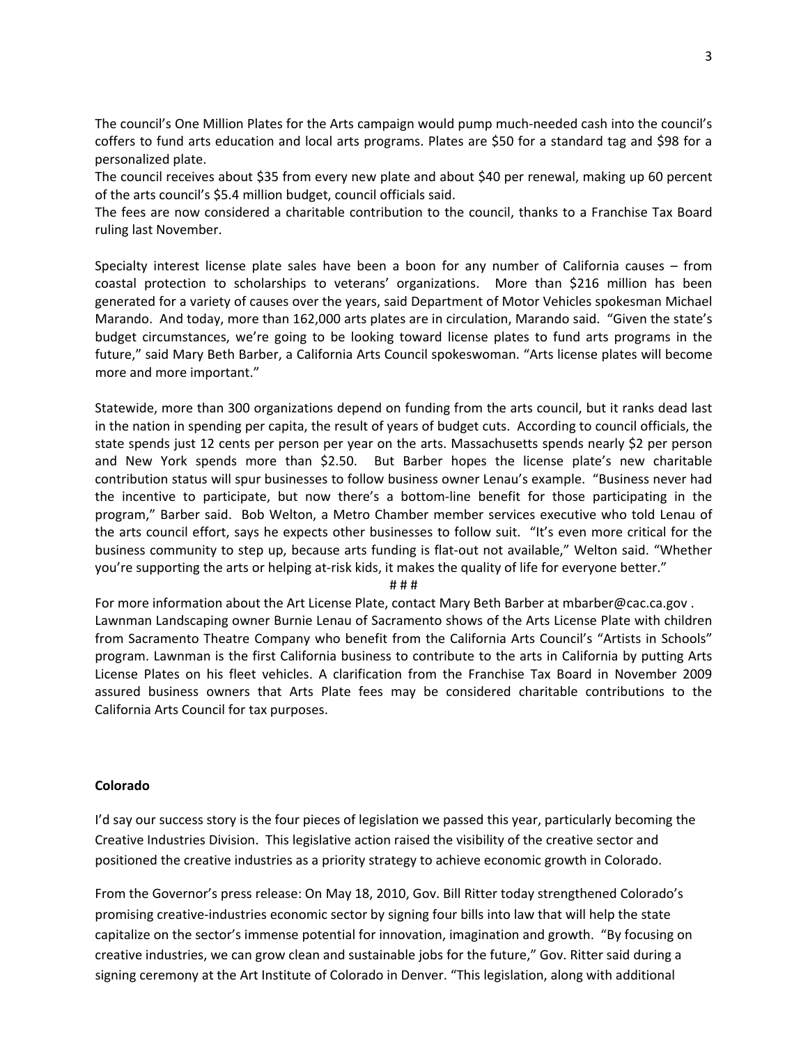The council's One Million Plates for the Arts campaign would pump much-needed cash into the council's coffers to fund arts education and local arts programs. Plates are $50 for a standard tag and $98 for a personalized plate.

The council receives about $35 from every new plate and about $40 per renewal, making up 60 percent of the arts council's $5.4 million budget, council officials said.

The fees are now considered a charitable contribution to the council, thanks to a Franchise Tax Board ruling last November.

Specialty interest license plate sales have been a boon for any number of California causes – from coastal protection to scholarships to veterans' organizations. More than $216 million has been generated for a variety of causes over the years, said Department of Motor Vehicles spokesman Michael Marando. And today, more than 162,000 arts plates are in circulation, Marando said. "Given the state's budget circumstances, we're going to be looking toward license plates to fund arts programs in the future," said Mary Beth Barber, a California Arts Council spokeswoman. "Arts license plates will become more and more important."

Statewide, more than 300 organizations depend on funding from the arts council, but it ranks dead last in the nation in spending per capita, the result of years of budget cuts. According to council officials, the state spends just 12 cents per person per year on the arts. Massachusetts spends nearly $2 per person and New York spends more than $2.50. But Barber hopes the license plate's new charitable contribution status will spur businesses to follow business owner Lenau's example. "Business never had the incentive to participate, but now there's a bottom-line benefit for those participating in the program," Barber said. Bob Welton, a Metro Chamber member services executive who told Lenau of the arts council effort, says he expects other businesses to follow suit. "It's even more critical for the business community to step up, because arts funding is flat-out not available," Welton said. "Whether you're supporting the arts or helping at-risk kids, it makes the quality of life for everyone better."

# # #

For more information about the Art License Plate, contact Mary Beth Barber at mbarber@cac.ca.gov .
Lawnman Landscaping owner Burnie Lenau of Sacramento shows of the Arts License Plate with children from Sacramento Theatre Company who benefit from the California Arts Council's "Artists in Schools" program. Lawnman is the first California business to contribute to the arts in California by putting Arts License Plates on his fleet vehicles. A clarification from the Franchise Tax Board in November 2009 assured business owners that Arts Plate fees may be considered charitable contributions to the California Arts Council for tax purposes.

**Colorado**

I'd say our success story is the four pieces of legislation we passed this year, particularly becoming the Creative Industries Division. This legislative action raised the visibility of the creative sector and positioned the creative industries as a priority strategy to achieve economic growth in Colorado.

From the Governor's press release: On May 18, 2010, Gov. Bill Ritter today strengthened Colorado's promising creative-industries economic sector by signing four bills into law that will help the state capitalize on the sector's immense potential for innovation, imagination and growth. "By focusing on creative industries, we can grow clean and sustainable jobs for the future," Gov. Ritter said during a signing ceremony at the Art Institute of Colorado in Denver. "This legislation, along with additional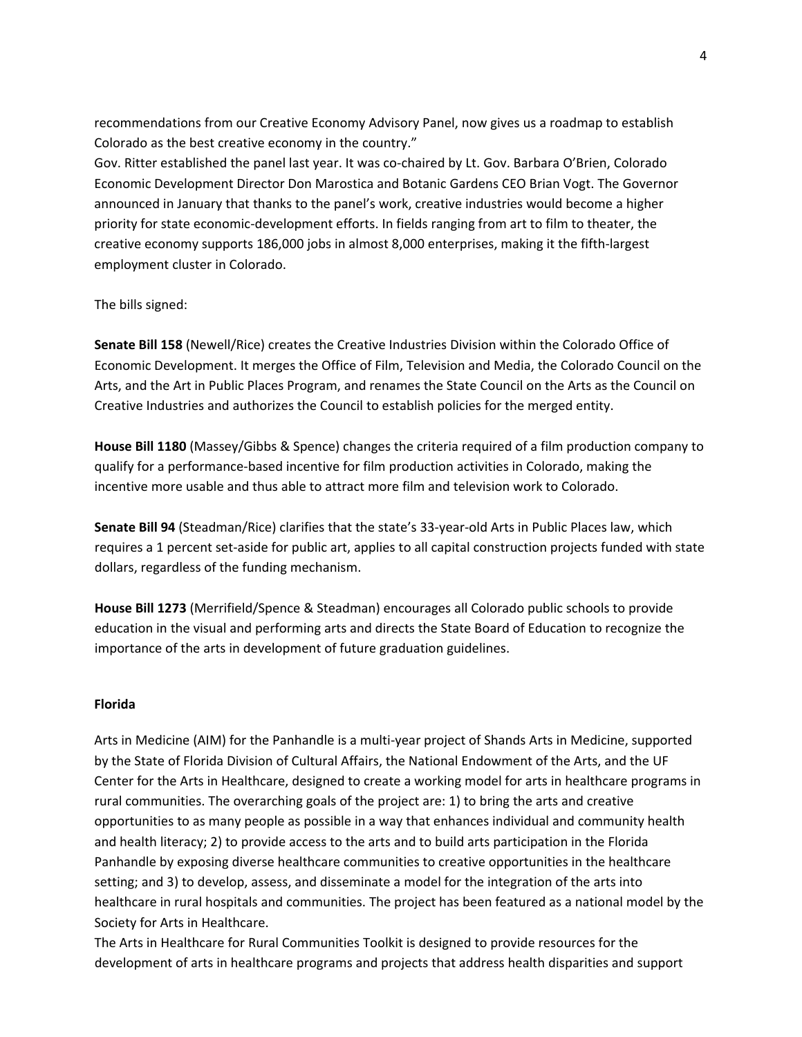recommendations from our Creative Economy Advisory Panel, now gives us a roadmap to establish Colorado as the best creative economy in the country."

Gov. Ritter established the panel last year. It was co-chaired by Lt. Gov. Barbara O'Brien, Colorado Economic Development Director Don Marostica and Botanic Gardens CEO Brian Vogt. The Governor announced in January that thanks to the panel's work, creative industries would become a higher priority for state economic-development efforts. In fields ranging from art to film to theater, the creative economy supports 186,000 jobs in almost 8,000 enterprises, making it the fifth-largest employment cluster in Colorado.

The bills signed:

**Senate Bill 158** (Newell/Rice) creates the Creative Industries Division within the Colorado Office of Economic Development. It merges the Office of Film, Television and Media, the Colorado Council on the Arts, and the Art in Public Places Program, and renames the State Council on the Arts as the Council on Creative Industries and authorizes the Council to establish policies for the merged entity.

**House Bill 1180** (Massey/Gibbs & Spence) changes the criteria required of a film production company to qualify for a performance-based incentive for film production activities in Colorado, making the incentive more usable and thus able to attract more film and television work to Colorado.

**Senate Bill 94** (Steadman/Rice) clarifies that the state's 33-year-old Arts in Public Places law, which requires a 1 percent set-aside for public art, applies to all capital construction projects funded with state dollars, regardless of the funding mechanism.

**House Bill 1273** (Merrifield/Spence & Steadman) encourages all Colorado public schools to provide education in the visual and performing arts and directs the State Board of Education to recognize the importance of the arts in development of future graduation guidelines.

**Florida**

Arts in Medicine (AIM) for the Panhandle is a multi-year project of Shands Arts in Medicine, supported by the State of Florida Division of Cultural Affairs, the National Endowment of the Arts, and the UF Center for the Arts in Healthcare, designed to create a working model for arts in healthcare programs in rural communities. The overarching goals of the project are: 1) to bring the arts and creative opportunities to as many people as possible in a way that enhances individual and community health and health literacy; 2) to provide access to the arts and to build arts participation in the Florida Panhandle by exposing diverse healthcare communities to creative opportunities in the healthcare setting; and 3) to develop, assess, and disseminate a model for the integration of the arts into healthcare in rural hospitals and communities. The project has been featured as a national model by the Society for Arts in Healthcare.

The Arts in Healthcare for Rural Communities Toolkit is designed to provide resources for the development of arts in healthcare programs and projects that address health disparities and support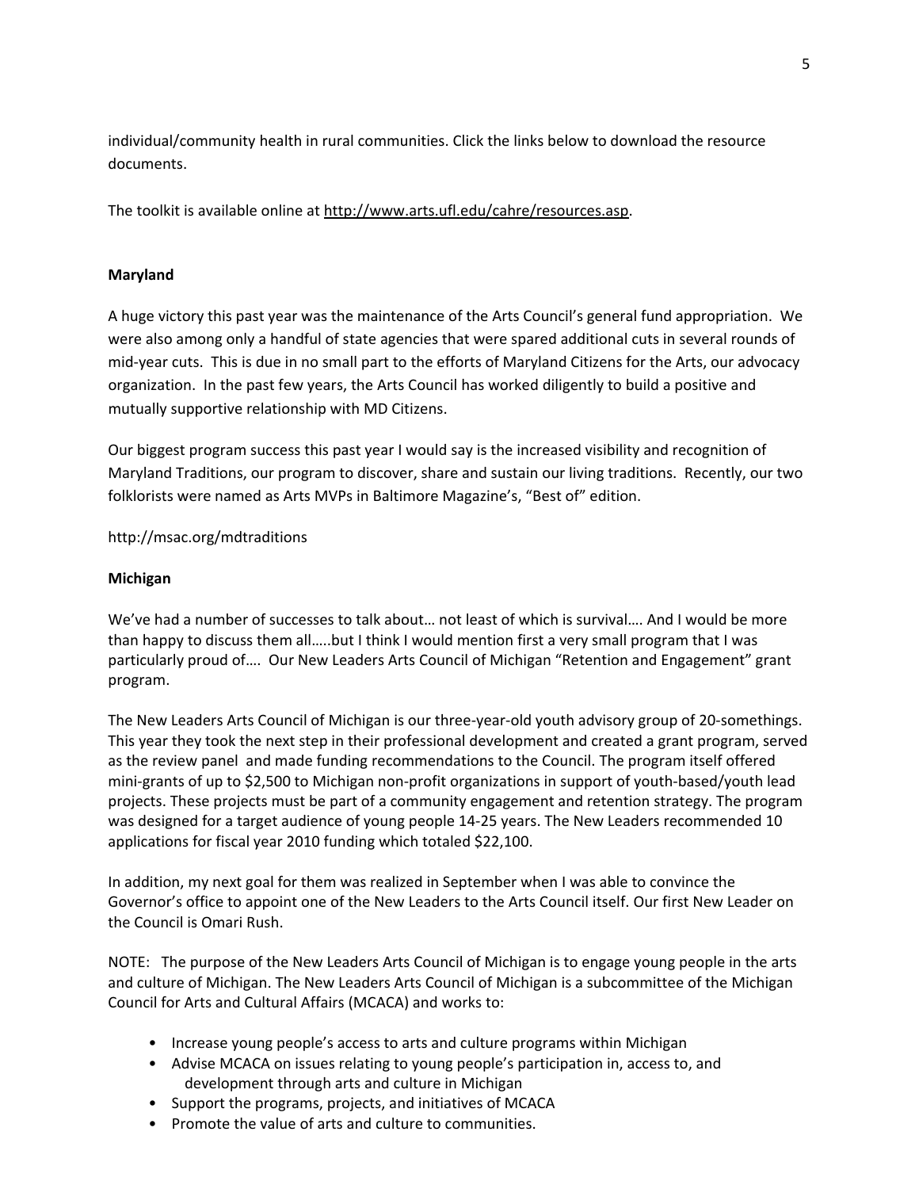individual/community health in rural communities. Click the links below to download the resource documents.

The toolkit is available online at http://www.arts.ufl.edu/cahre/resources.asp.

**Maryland**

A huge victory this past year was the maintenance of the Arts Council's general fund appropriation. We were also among only a handful of state agencies that were spared additional cuts in several rounds of mid-year cuts. This is due in no small part to the efforts of Maryland Citizens for the Arts, our advocacy organization. In the past few years, the Arts Council has worked diligently to build a positive and mutually supportive relationship with MD Citizens.

Our biggest program success this past year I would say is the increased visibility and recognition of Maryland Traditions, our program to discover, share and sustain our living traditions. Recently, our two folklorists were named as Arts MVPs in Baltimore Magazine's, "Best of" edition.

http://msac.org/mdtraditions

**Michigan**

We've had a number of successes to talk about… not least of which is survival…. And I would be more than happy to discuss them all…..but I think I would mention first a very small program that I was particularly proud of…. Our New Leaders Arts Council of Michigan "Retention and Engagement" grant program.

The New Leaders Arts Council of Michigan is our three-year-old youth advisory group of 20-somethings. This year they took the next step in their professional development and created a grant program, served as the review panel and made funding recommendations to the Council. The program itself offered mini-grants of up to $2,500 to Michigan non-profit organizations in support of youth-based/youth lead projects. These projects must be part of a community engagement and retention strategy. The program was designed for a target audience of young people 14-25 years. The New Leaders recommended 10 applications for fiscal year 2010 funding which totaled $22,100.

In addition, my next goal for them was realized in September when I was able to convince the Governor's office to appoint one of the New Leaders to the Arts Council itself. Our first New Leader on the Council is Omari Rush.

NOTE: The purpose of the New Leaders Arts Council of Michigan is to engage young people in the arts and culture of Michigan. The New Leaders Arts Council of Michigan is a subcommittee of the Michigan Council for Arts and Cultural Affairs (MCACA) and works to:

- Increase young people's access to arts and culture programs within Michigan
- Advise MCACA on issues relating to young people's participation in, access to, and development through arts and culture in Michigan
- Support the programs, projects, and initiatives of MCACA
- Promote the value of arts and culture to communities.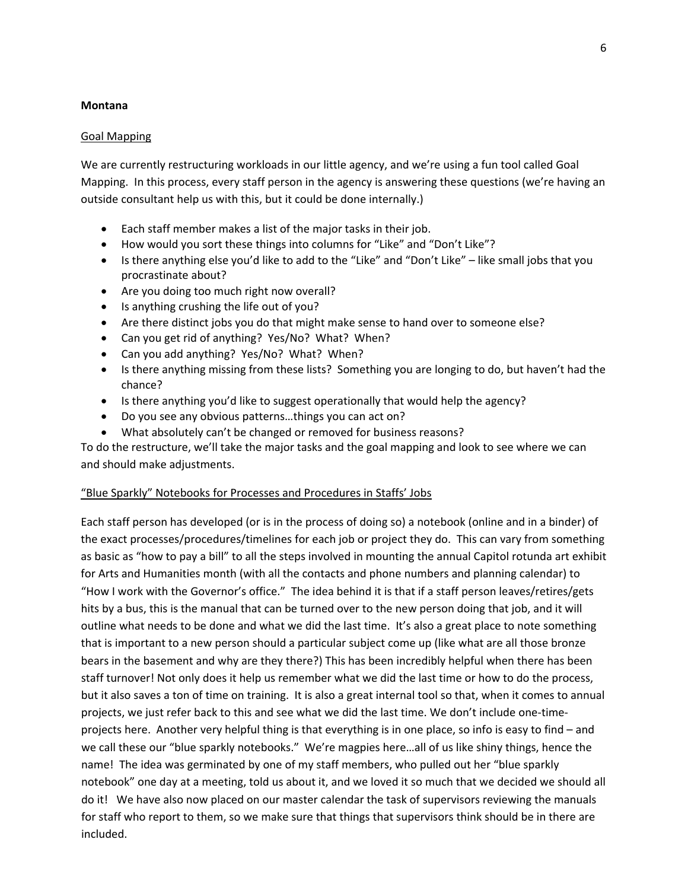**Montana**

Goal Mapping

We are currently restructuring workloads in our little agency, and we're using a fun tool called Goal Mapping. In this process, every staff person in the agency is answering these questions (we're having an outside consultant help us with this, but it could be done internally.)

- Each staff member makes a list of the major tasks in their job.
- How would you sort these things into columns for "Like" and "Don't Like"?
- Is there anything else you'd like to add to the "Like" and "Don't Like" – like small jobs that you procrastinate about?
- Are you doing too much right now overall?
- Is anything crushing the life out of you?
- Are there distinct jobs you do that might make sense to hand over to someone else?
- Can you get rid of anything? Yes/No? What? When?
- Can you add anything? Yes/No? What? When?
- Is there anything missing from these lists? Something you are longing to do, but haven't had the chance?
- Is there anything you'd like to suggest operationally that would help the agency?
- Do you see any obvious patterns…things you can act on?
- What absolutely can't be changed or removed for business reasons?

To do the restructure, we'll take the major tasks and the goal mapping and look to see where we can and should make adjustments.

"Blue Sparkly" Notebooks for Processes and Procedures in Staffs' Jobs

Each staff person has developed (or is in the process of doing so) a notebook (online and in a binder) of the exact processes/procedures/timelines for each job or project they do. This can vary from something as basic as "how to pay a bill" to all the steps involved in mounting the annual Capitol rotunda art exhibit for Arts and Humanities month (with all the contacts and phone numbers and planning calendar) to "How I work with the Governor's office." The idea behind it is that if a staff person leaves/retires/gets hits by a bus, this is the manual that can be turned over to the new person doing that job, and it will outline what needs to be done and what we did the last time. It's also a great place to note something that is important to a new person should a particular subject come up (like what are all those bronze bears in the basement and why are they there?) This has been incredibly helpful when there has been staff turnover! Not only does it help us remember what we did the last time or how to do the process, but it also saves a ton of time on training. It is also a great internal tool so that, when it comes to annual projects, we just refer back to this and see what we did the last time. We don't include one-time-projects here. Another very helpful thing is that everything is in one place, so info is easy to find – and we call these our "blue sparkly notebooks." We're magpies here…all of us like shiny things, hence the name! The idea was germinated by one of my staff members, who pulled out her "blue sparkly notebook" one day at a meeting, told us about it, and we loved it so much that we decided we should all do it! We have also now placed on our master calendar the task of supervisors reviewing the manuals for staff who report to them, so we make sure that things that supervisors think should be in there are included.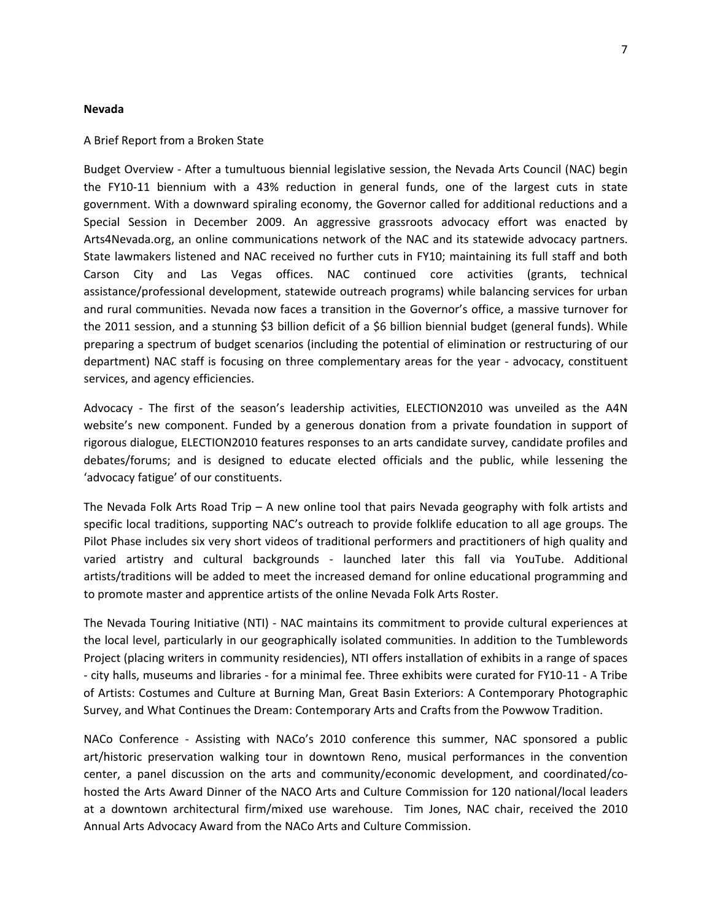**Nevada**

A Brief Report from a Broken State

Budget Overview - After a tumultuous biennial legislative session, the Nevada Arts Council (NAC) begin the FY10-11 biennium with a 43% reduction in general funds, one of the largest cuts in state government. With a downward spiraling economy, the Governor called for additional reductions and a Special Session in December 2009. An aggressive grassroots advocacy effort was enacted by Arts4Nevada.org, an online communications network of the NAC and its statewide advocacy partners. State lawmakers listened and NAC received no further cuts in FY10; maintaining its full staff and both Carson City and Las Vegas offices. NAC continued core activities (grants, technical assistance/professional development, statewide outreach programs) while balancing services for urban and rural communities. Nevada now faces a transition in the Governor's office, a massive turnover for the 2011 session, and a stunning \$3 billion deficit of a \$6 billion biennial budget (general funds). While preparing a spectrum of budget scenarios (including the potential of elimination or restructuring of our department) NAC staff is focusing on three complementary areas for the year - advocacy, constituent services, and agency efficiencies.

Advocacy - The first of the season's leadership activities, ELECTION2010 was unveiled as the A4N website's new component. Funded by a generous donation from a private foundation in support of rigorous dialogue, ELECTION2010 features responses to an arts candidate survey, candidate profiles and debates/forums; and is designed to educate elected officials and the public, while lessening the 'advocacy fatigue' of our constituents.

The Nevada Folk Arts Road Trip – A new online tool that pairs Nevada geography with folk artists and specific local traditions, supporting NAC's outreach to provide folklife education to all age groups. The Pilot Phase includes six very short videos of traditional performers and practitioners of high quality and varied artistry and cultural backgrounds - launched later this fall via YouTube. Additional artists/traditions will be added to meet the increased demand for online educational programming and to promote master and apprentice artists of the online Nevada Folk Arts Roster.

The Nevada Touring Initiative (NTI) - NAC maintains its commitment to provide cultural experiences at the local level, particularly in our geographically isolated communities. In addition to the Tumblewords Project (placing writers in community residencies), NTI offers installation of exhibits in a range of spaces - city halls, museums and libraries - for a minimal fee. Three exhibits were curated for FY10-11 - A Tribe of Artists: Costumes and Culture at Burning Man, Great Basin Exteriors: A Contemporary Photographic Survey, and What Continues the Dream: Contemporary Arts and Crafts from the Powwow Tradition.

NACo Conference - Assisting with NACo's 2010 conference this summer, NAC sponsored a public art/historic preservation walking tour in downtown Reno, musical performances in the convention center, a panel discussion on the arts and community/economic development, and coordinated/co-hosted the Arts Award Dinner of the NACO Arts and Culture Commission for 120 national/local leaders at a downtown architectural firm/mixed use warehouse. Tim Jones, NAC chair, received the 2010 Annual Arts Advocacy Award from the NACo Arts and Culture Commission.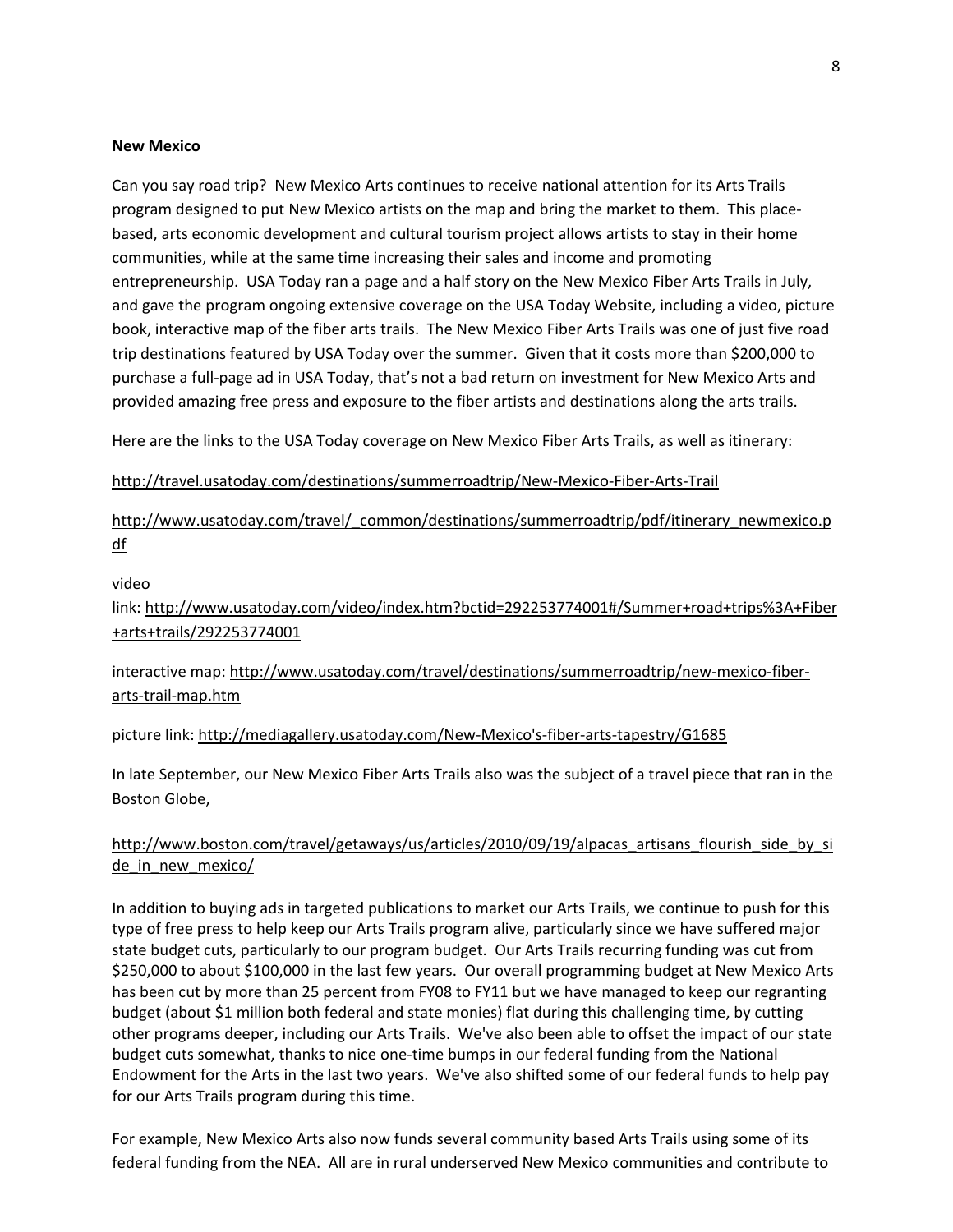**New Mexico**

Can you say road trip? New Mexico Arts continues to receive national attention for its Arts Trails program designed to put New Mexico artists on the map and bring the market to them. This place-based, arts economic development and cultural tourism project allows artists to stay in their home communities, while at the same time increasing their sales and income and promoting entrepreneurship. USA Today ran a page and a half story on the New Mexico Fiber Arts Trails in July, and gave the program ongoing extensive coverage on the USA Today Website, including a video, picture book, interactive map of the fiber arts trails. The New Mexico Fiber Arts Trails was one of just five road trip destinations featured by USA Today over the summer. Given that it costs more than $200,000 to purchase a full-page ad in USA Today, that's not a bad return on investment for New Mexico Arts and provided amazing free press and exposure to the fiber artists and destinations along the arts trails.

Here are the links to the USA Today coverage on New Mexico Fiber Arts Trails, as well as itinerary:

http://travel.usatoday.com/destinations/summerroadtrip/New-Mexico-Fiber-Arts-Trail

http://www.usatoday.com/travel/_common/destinations/summerroadtrip/pdf/itinerary_newmexico.pdf

video link: http://www.usatoday.com/video/index.htm?bctid=292253774001#/Summer+road+trips%3A+Fiber+arts+trails/292253774001

interactive map: http://www.usatoday.com/travel/destinations/summerroadtrip/new-mexico-fiber-arts-trail-map.htm

picture link: http://mediagallery.usatoday.com/New-Mexico's-fiber-arts-tapestry/G1685

In late September, our New Mexico Fiber Arts Trails also was the subject of a travel piece that ran in the Boston Globe,

http://www.boston.com/travel/getaways/us/articles/2010/09/19/alpacas_artisans_flourish_side_by_side_in_new_mexico/

In addition to buying ads in targeted publications to market our Arts Trails, we continue to push for this type of free press to help keep our Arts Trails program alive, particularly since we have suffered major state budget cuts, particularly to our program budget. Our Arts Trails recurring funding was cut from $250,000 to about $100,000 in the last few years. Our overall programming budget at New Mexico Arts has been cut by more than 25 percent from FY08 to FY11 but we have managed to keep our regranting budget (about $1 million both federal and state monies) flat during this challenging time, by cutting other programs deeper, including our Arts Trails. We've also been able to offset the impact of our state budget cuts somewhat, thanks to nice one-time bumps in our federal funding from the National Endowment for the Arts in the last two years. We've also shifted some of our federal funds to help pay for our Arts Trails program during this time.

For example, New Mexico Arts also now funds several community based Arts Trails using some of its federal funding from the NEA. All are in rural underserved New Mexico communities and contribute to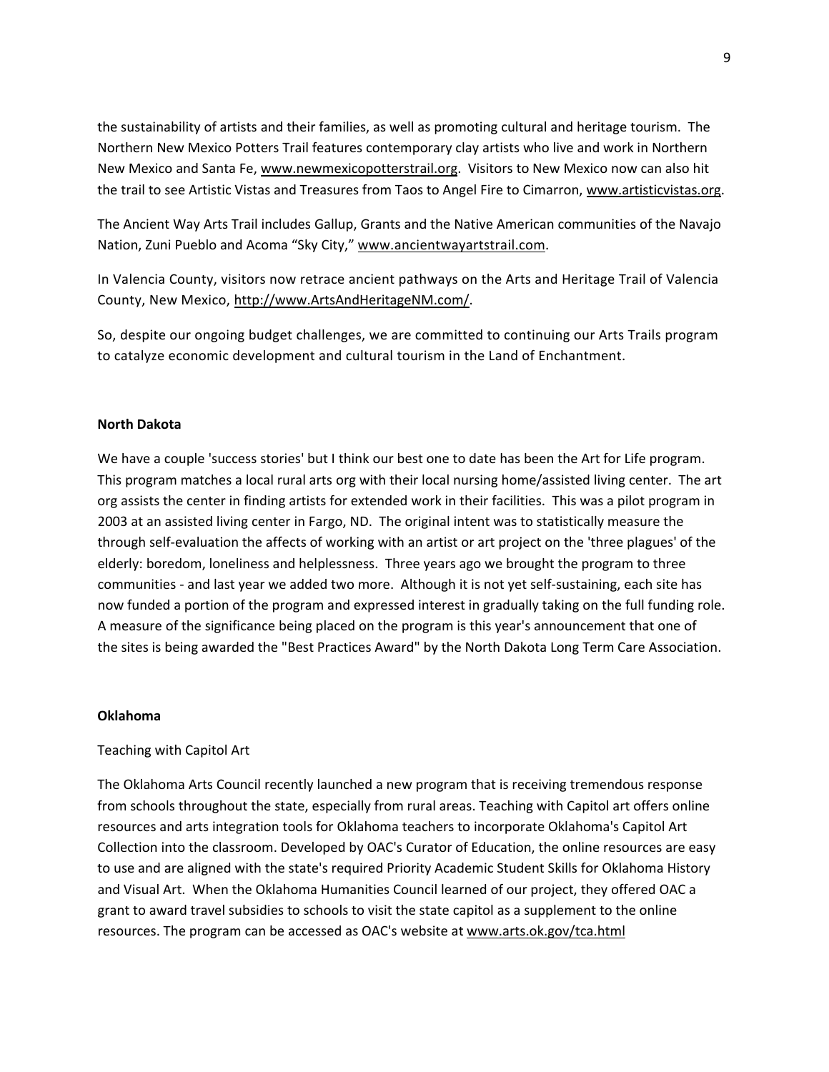the sustainability of artists and their families, as well as promoting cultural and heritage tourism. The Northern New Mexico Potters Trail features contemporary clay artists who live and work in Northern New Mexico and Santa Fe, www.newmexicopotterstrail.org. Visitors to New Mexico now can also hit the trail to see Artistic Vistas and Treasures from Taos to Angel Fire to Cimarron, www.artisticvistas.org.

The Ancient Way Arts Trail includes Gallup, Grants and the Native American communities of the Navajo Nation, Zuni Pueblo and Acoma "Sky City," www.ancientwayartstrail.com.

In Valencia County, visitors now retrace ancient pathways on the Arts and Heritage Trail of Valencia County, New Mexico, http://www.ArtsAndHeritageNM.com/.

So, despite our ongoing budget challenges, we are committed to continuing our Arts Trails program to catalyze economic development and cultural tourism in the Land of Enchantment.

**North Dakota**

We have a couple 'success stories' but I think our best one to date has been the Art for Life program. This program matches a local rural arts org with their local nursing home/assisted living center. The art org assists the center in finding artists for extended work in their facilities. This was a pilot program in 2003 at an assisted living center in Fargo, ND. The original intent was to statistically measure the through self-evaluation the affects of working with an artist or art project on the 'three plagues' of the elderly: boredom, loneliness and helplessness. Three years ago we brought the program to three communities - and last year we added two more. Although it is not yet self-sustaining, each site has now funded a portion of the program and expressed interest in gradually taking on the full funding role. A measure of the significance being placed on the program is this year's announcement that one of the sites is being awarded the "Best Practices Award" by the North Dakota Long Term Care Association.

**Oklahoma**

Teaching with Capitol Art

The Oklahoma Arts Council recently launched a new program that is receiving tremendous response from schools throughout the state, especially from rural areas. Teaching with Capitol art offers online resources and arts integration tools for Oklahoma teachers to incorporate Oklahoma's Capitol Art Collection into the classroom. Developed by OAC's Curator of Education, the online resources are easy to use and are aligned with the state's required Priority Academic Student Skills for Oklahoma History and Visual Art. When the Oklahoma Humanities Council learned of our project, they offered OAC a grant to award travel subsidies to schools to visit the state capitol as a supplement to the online resources. The program can be accessed as OAC's website at www.arts.ok.gov/tca.html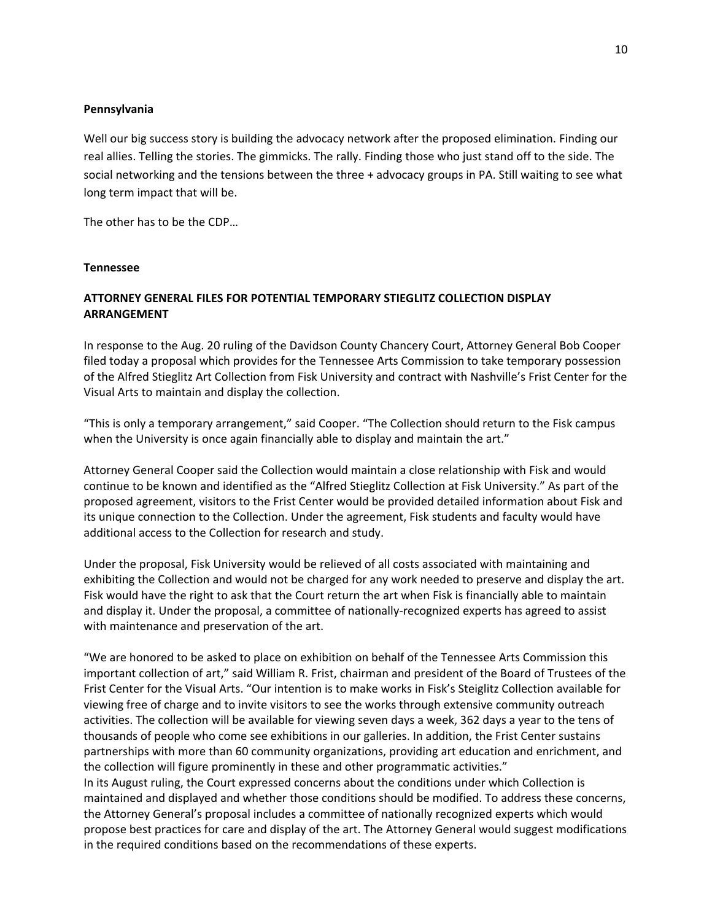**Pennsylvania**

Well our big success story is building the advocacy network after the proposed elimination. Finding our real allies. Telling the stories. The gimmicks. The rally. Finding those who just stand off to the side. The social networking and the tensions between the three + advocacy groups in PA. Still waiting to see what long term impact that will be.

The other has to be the CDP…

**Tennessee**

**ATTORNEY GENERAL FILES FOR POTENTIAL TEMPORARY STIEGLITZ COLLECTION DISPLAY ARRANGEMENT**

In response to the Aug. 20 ruling of the Davidson County Chancery Court, Attorney General Bob Cooper filed today a proposal which provides for the Tennessee Arts Commission to take temporary possession of the Alfred Stieglitz Art Collection from Fisk University and contract with Nashville's Frist Center for the Visual Arts to maintain and display the collection.

"This is only a temporary arrangement," said Cooper. "The Collection should return to the Fisk campus when the University is once again financially able to display and maintain the art."

Attorney General Cooper said the Collection would maintain a close relationship with Fisk and would continue to be known and identified as the "Alfred Stieglitz Collection at Fisk University." As part of the proposed agreement, visitors to the Frist Center would be provided detailed information about Fisk and its unique connection to the Collection. Under the agreement, Fisk students and faculty would have additional access to the Collection for research and study.

Under the proposal, Fisk University would be relieved of all costs associated with maintaining and exhibiting the Collection and would not be charged for any work needed to preserve and display the art. Fisk would have the right to ask that the Court return the art when Fisk is financially able to maintain and display it. Under the proposal, a committee of nationally-recognized experts has agreed to assist with maintenance and preservation of the art.

"We are honored to be asked to place on exhibition on behalf of the Tennessee Arts Commission this important collection of art," said William R. Frist, chairman and president of the Board of Trustees of the Frist Center for the Visual Arts. "Our intention is to make works in Fisk's Steiglitz Collection available for viewing free of charge and to invite visitors to see the works through extensive community outreach activities. The collection will be available for viewing seven days a week, 362 days a year to the tens of thousands of people who come see exhibitions in our galleries. In addition, the Frist Center sustains partnerships with more than 60 community organizations, providing art education and enrichment, and the collection will figure prominently in these and other programmatic activities."

In its August ruling, the Court expressed concerns about the conditions under which Collection is maintained and displayed and whether those conditions should be modified. To address these concerns, the Attorney General's proposal includes a committee of nationally recognized experts which would propose best practices for care and display of the art. The Attorney General would suggest modifications in the required conditions based on the recommendations of these experts.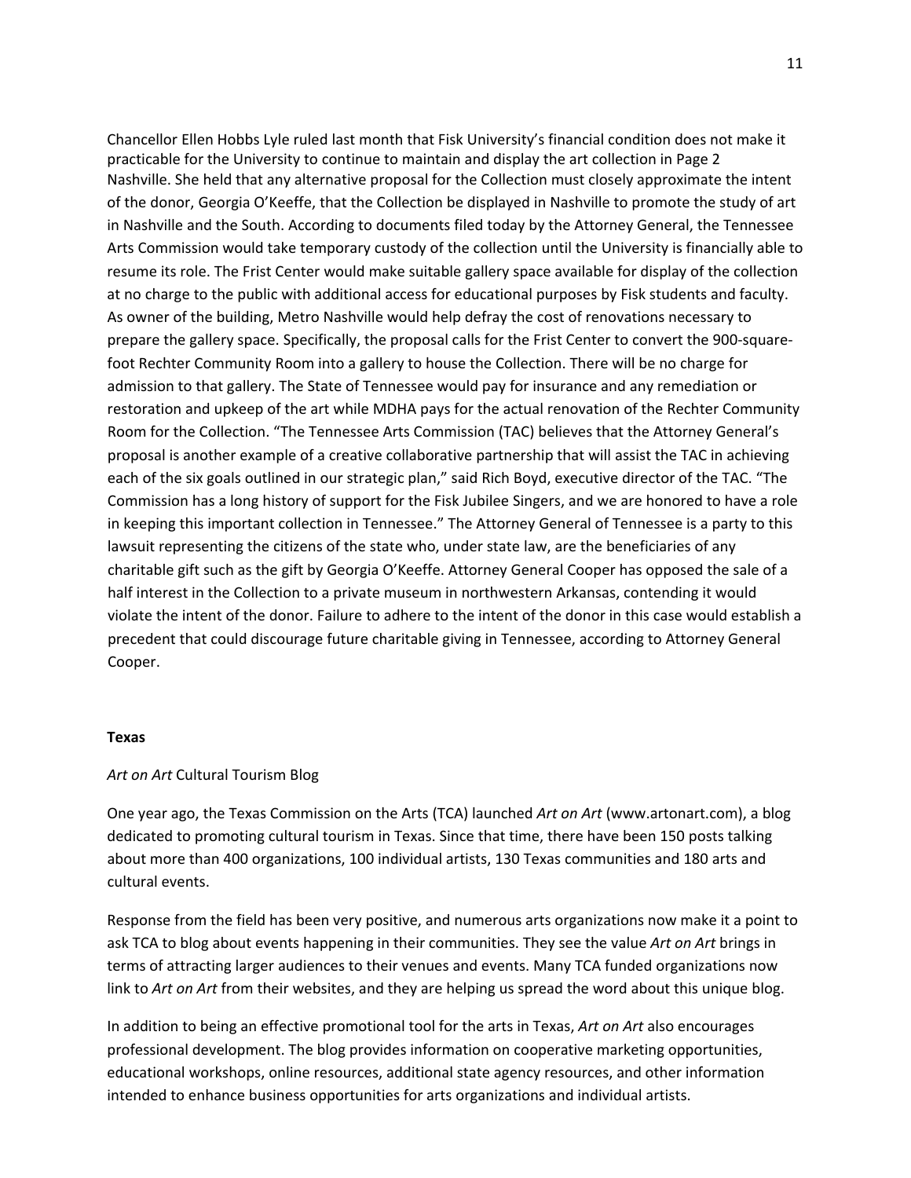Chancellor Ellen Hobbs Lyle ruled last month that Fisk University's financial condition does not make it practicable for the University to continue to maintain and display the art collection in Page 2 Nashville. She held that any alternative proposal for the Collection must closely approximate the intent of the donor, Georgia O'Keeffe, that the Collection be displayed in Nashville to promote the study of art in Nashville and the South. According to documents filed today by the Attorney General, the Tennessee Arts Commission would take temporary custody of the collection until the University is financially able to resume its role. The Frist Center would make suitable gallery space available for display of the collection at no charge to the public with additional access for educational purposes by Fisk students and faculty. As owner of the building, Metro Nashville would help defray the cost of renovations necessary to prepare the gallery space. Specifically, the proposal calls for the Frist Center to convert the 900-square-foot Rechter Community Room into a gallery to house the Collection. There will be no charge for admission to that gallery. The State of Tennessee would pay for insurance and any remediation or restoration and upkeep of the art while MDHA pays for the actual renovation of the Rechter Community Room for the Collection. "The Tennessee Arts Commission (TAC) believes that the Attorney General's proposal is another example of a creative collaborative partnership that will assist the TAC in achieving each of the six goals outlined in our strategic plan," said Rich Boyd, executive director of the TAC. "The Commission has a long history of support for the Fisk Jubilee Singers, and we are honored to have a role in keeping this important collection in Tennessee." The Attorney General of Tennessee is a party to this lawsuit representing the citizens of the state who, under state law, are the beneficiaries of any charitable gift such as the gift by Georgia O'Keeffe. Attorney General Cooper has opposed the sale of a half interest in the Collection to a private museum in northwestern Arkansas, contending it would violate the intent of the donor. Failure to adhere to the intent of the donor in this case would establish a precedent that could discourage future charitable giving in Tennessee, according to Attorney General Cooper.

**Texas**

*Art on Art* Cultural Tourism Blog

One year ago, the Texas Commission on the Arts (TCA) launched *Art on Art* (www.artonart.com), a blog dedicated to promoting cultural tourism in Texas. Since that time, there have been 150 posts talking about more than 400 organizations, 100 individual artists, 130 Texas communities and 180 arts and cultural events.

Response from the field has been very positive, and numerous arts organizations now make it a point to ask TCA to blog about events happening in their communities. They see the value *Art on Art* brings in terms of attracting larger audiences to their venues and events. Many TCA funded organizations now link to *Art on Art* from their websites, and they are helping us spread the word about this unique blog.

In addition to being an effective promotional tool for the arts in Texas, *Art on Art* also encourages professional development. The blog provides information on cooperative marketing opportunities, educational workshops, online resources, additional state agency resources, and other information intended to enhance business opportunities for arts organizations and individual artists.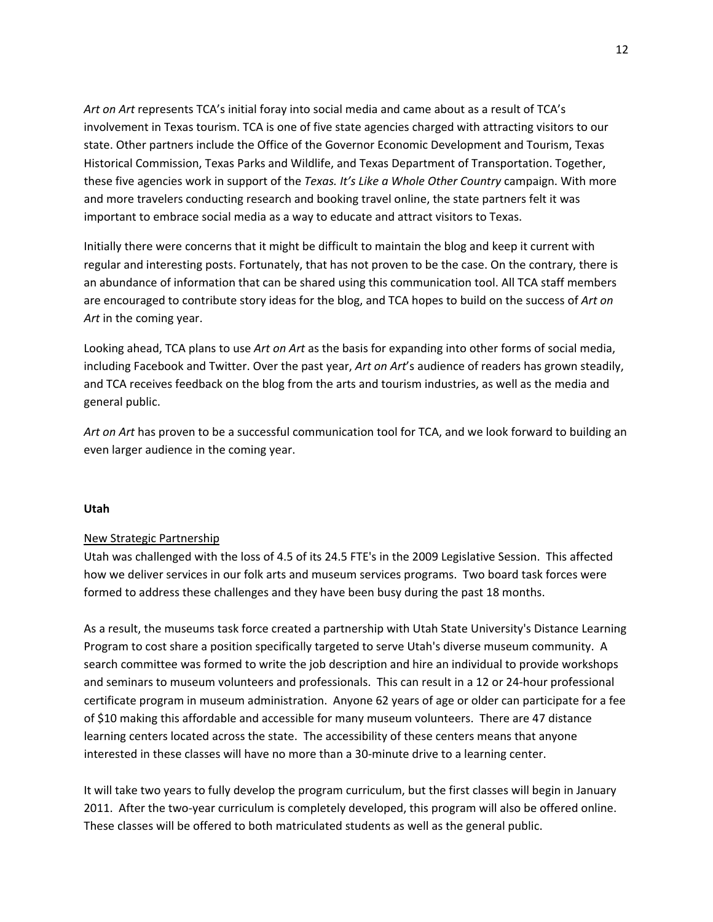*Art on Art* represents TCA's initial foray into social media and came about as a result of TCA's involvement in Texas tourism. TCA is one of five state agencies charged with attracting visitors to our state. Other partners include the Office of the Governor Economic Development and Tourism, Texas Historical Commission, Texas Parks and Wildlife, and Texas Department of Transportation. Together, these five agencies work in support of the *Texas. It's Like a Whole Other Country* campaign. With more and more travelers conducting research and booking travel online, the state partners felt it was important to embrace social media as a way to educate and attract visitors to Texas.

Initially there were concerns that it might be difficult to maintain the blog and keep it current with regular and interesting posts. Fortunately, that has not proven to be the case. On the contrary, there is an abundance of information that can be shared using this communication tool. All TCA staff members are encouraged to contribute story ideas for the blog, and TCA hopes to build on the success of *Art on Art* in the coming year.

Looking ahead, TCA plans to use *Art on Art* as the basis for expanding into other forms of social media, including Facebook and Twitter. Over the past year, *Art on Art*'s audience of readers has grown steadily, and TCA receives feedback on the blog from the arts and tourism industries, as well as the media and general public.

*Art on Art* has proven to be a successful communication tool for TCA, and we look forward to building an even larger audience in the coming year.

**Utah**

<u>New Strategic Partnership</u>

Utah was challenged with the loss of 4.5 of its 24.5 FTE's in the 2009 Legislative Session. This affected how we deliver services in our folk arts and museum services programs. Two board task forces were formed to address these challenges and they have been busy during the past 18 months.

As a result, the museums task force created a partnership with Utah State University's Distance Learning Program to cost share a position specifically targeted to serve Utah's diverse museum community. A search committee was formed to write the job description and hire an individual to provide workshops and seminars to museum volunteers and professionals. This can result in a 12 or 24-hour professional certificate program in museum administration. Anyone 62 years of age or older can participate for a fee of $10 making this affordable and accessible for many museum volunteers. There are 47 distance learning centers located across the state. The accessibility of these centers means that anyone interested in these classes will have no more than a 30-minute drive to a learning center.

It will take two years to fully develop the program curriculum, but the first classes will begin in January 2011. After the two-year curriculum is completely developed, this program will also be offered online. These classes will be offered to both matriculated students as well as the general public.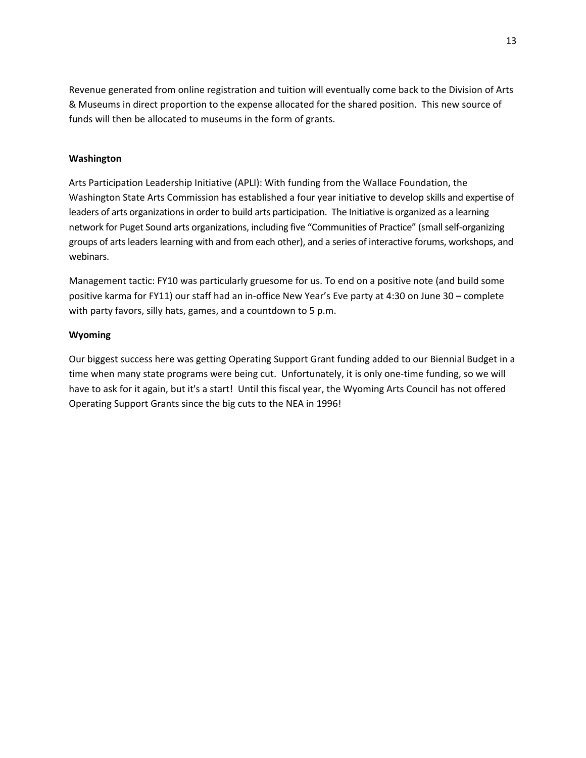Revenue generated from online registration and tuition will eventually come back to the Division of Arts & Museums in direct proportion to the expense allocated for the shared position. This new source of funds will then be allocated to museums in the form of grants.

**Washington**

Arts Participation Leadership Initiative (APLI): With funding from the Wallace Foundation, the Washington State Arts Commission has established a four year initiative to develop skills and expertise of leaders of arts organizations in order to build arts participation. The Initiative is organized as a learning network for Puget Sound arts organizations, including five "Communities of Practice" (small self-organizing groups of arts leaders learning with and from each other), and a series of interactive forums, workshops, and webinars.

Management tactic: FY10 was particularly gruesome for us. To end on a positive note (and build some positive karma for FY11) our staff had an in-office New Year's Eve party at 4:30 on June 30 – complete with party favors, silly hats, games, and a countdown to 5 p.m.

**Wyoming**

Our biggest success here was getting Operating Support Grant funding added to our Biennial Budget in a time when many state programs were being cut. Unfortunately, it is only one-time funding, so we will have to ask for it again, but it's a start! Until this fiscal year, the Wyoming Arts Council has not offered Operating Support Grants since the big cuts to the NEA in 1996!